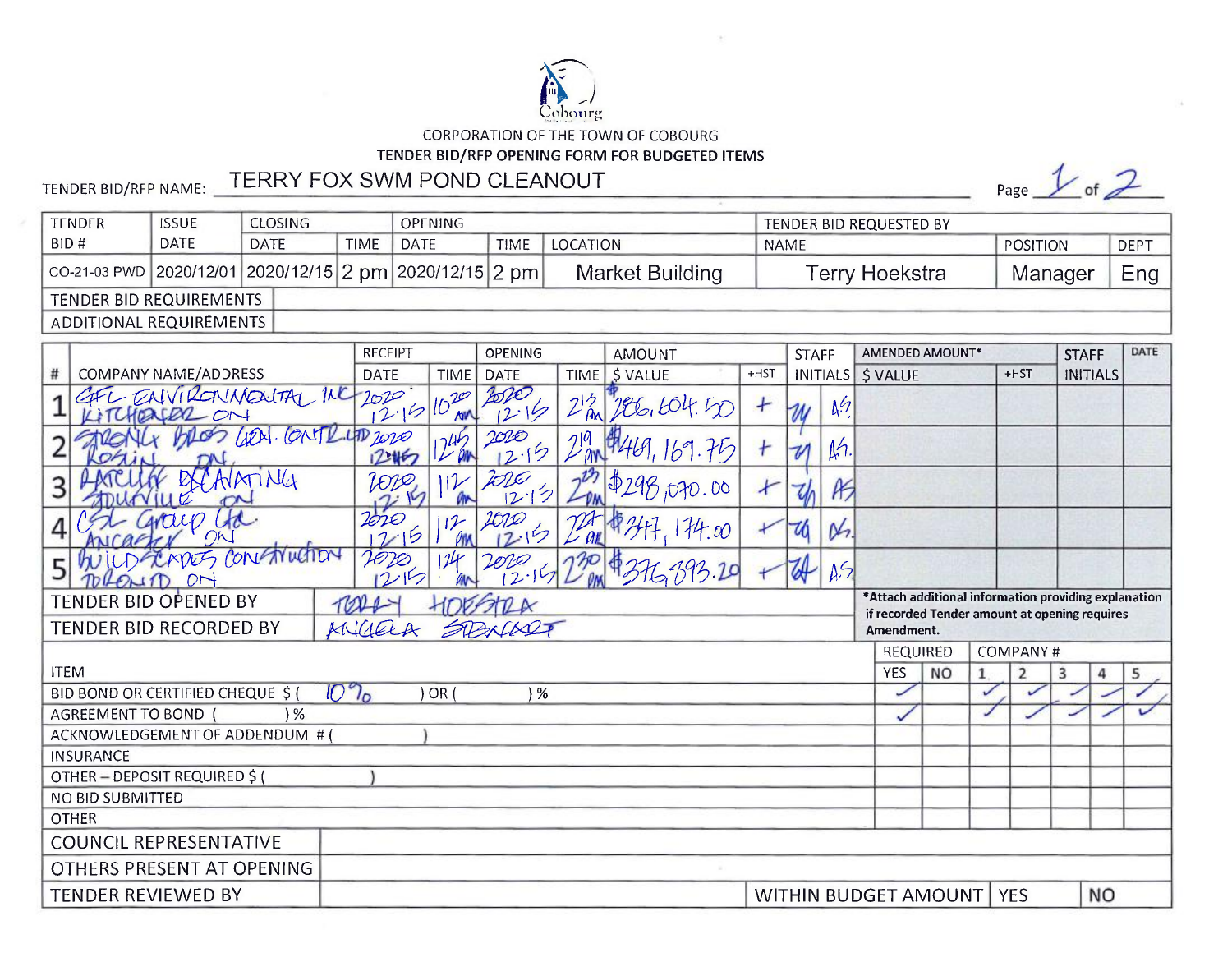Cobourg

CORPORATION OF THE TOWN OF COBOURG

**TENDER BID/RFP OPENING FORM FOR BUDGETED ITEMS**

TENDER BID/RFP NAME: TERRY FOX SWM POND CLEANOUT

Page 1 of 2

| TENDER BID # | ISSUE DATE | CLOSING DATE | CLOSING TIME | OPENING DATE | OPENING TIME | LOCATION | TENDER BID REQUESTED BY NAME | POSITION | DEPT |
|---|---|---|---|---|---|---|---|---|---|
| CO-21-03 PWD | 2020/12/01 | 2020/12/15 | 2 pm | 2020/12/15 | 2 pm | Market Building | Terry Hoekstra | Manager | Eng |

TENDER BID REQUIREMENTS

ADDITIONAL REQUIREMENTS

| # | COMPANY NAME/ADDRESS | RECEIPT DATE | RECEIPT TIME | OPENING DATE | OPENING TIME | AMOUNT $ VALUE | +HST | STAFF INITIALS | | AMENDED AMOUNT* $ VALUE | +HST | STAFF INITIALS | DATE |
|---|---|---|---|---|---|---|---|---|---|---|---|---|---|
| 1 | GFL ENVIRONMENTAL INC KITCHENER ON | 2020 12·15 | 10:20 AM | 2020 12·15 | 2:13 PM | $286,604.50 | + | TH | AS | | | | |
| 2 | STRONG BROS GEN. CONTR LTD ROSLIN ON | 2020 12·15 | 12:45 PM | 2020 12·15 | 2:19 PM | $469,169.75 | + | TH | AS. | | | | |
| 3 | RATCLIFF EXCAVATING STOUFFVILLE ON | 2020 12·15 | 1:12 PM | 2020 12·15 | 2:23 PM | $298,070.00 | + | TH | AS | | | | |
| 4 | CSL Group Ltd. ANCASTER ON | 2020 12·15 | 1:12 PM | 2020 12·15 | 2:27 PM | $347,174.00 | + | TH | AS. | | | | |
| 5 | BUILDSCAPES CONSTRUCTION TORONTO ON | 2020 12·15 | 1:24 PM | 2020 12·15 | 2:30 PM | $376,893.20 | + | TH | AS | | | | |

TENDER BID OPENED BY: TERRY HOEKSTRA

TENDER BID RECORDED BY: ANGELA STEWART

*Attach additional information providing explanation if recorded Tender amount at opening requires Amendment.

| ITEM | REQUIRED YES | REQUIRED NO | COMPANY # 1 | 2 | 3 | 4 | 5 |
|---|---|---|---|---|---|---|---|
| BID BOND OR CERTIFIED CHEQUE $ ( 10% ) OR ( ) % | ✓ | | ✓ | ✓ | ✓ | ✓ | ✓ |
| AGREEMENT TO BOND ( ) % | ✓ | | ✓ | ✓ | ✓ | ✓ | ✓ |
| ACKNOWLEDGEMENT OF ADDENDUM # ( ) | | | | | | | |
| INSURANCE | | | | | | | |
| OTHER – DEPOSIT REQUIRED $ ( ) | | | | | | | |
| NO BID SUBMITTED | | | | | | | |
| OTHER | | | | | | | |

COUNCIL REPRESENTATIVE

OTHERS PRESENT AT OPENING

TENDER REVIEWED BY | WITHIN BUDGET AMOUNT | YES | NO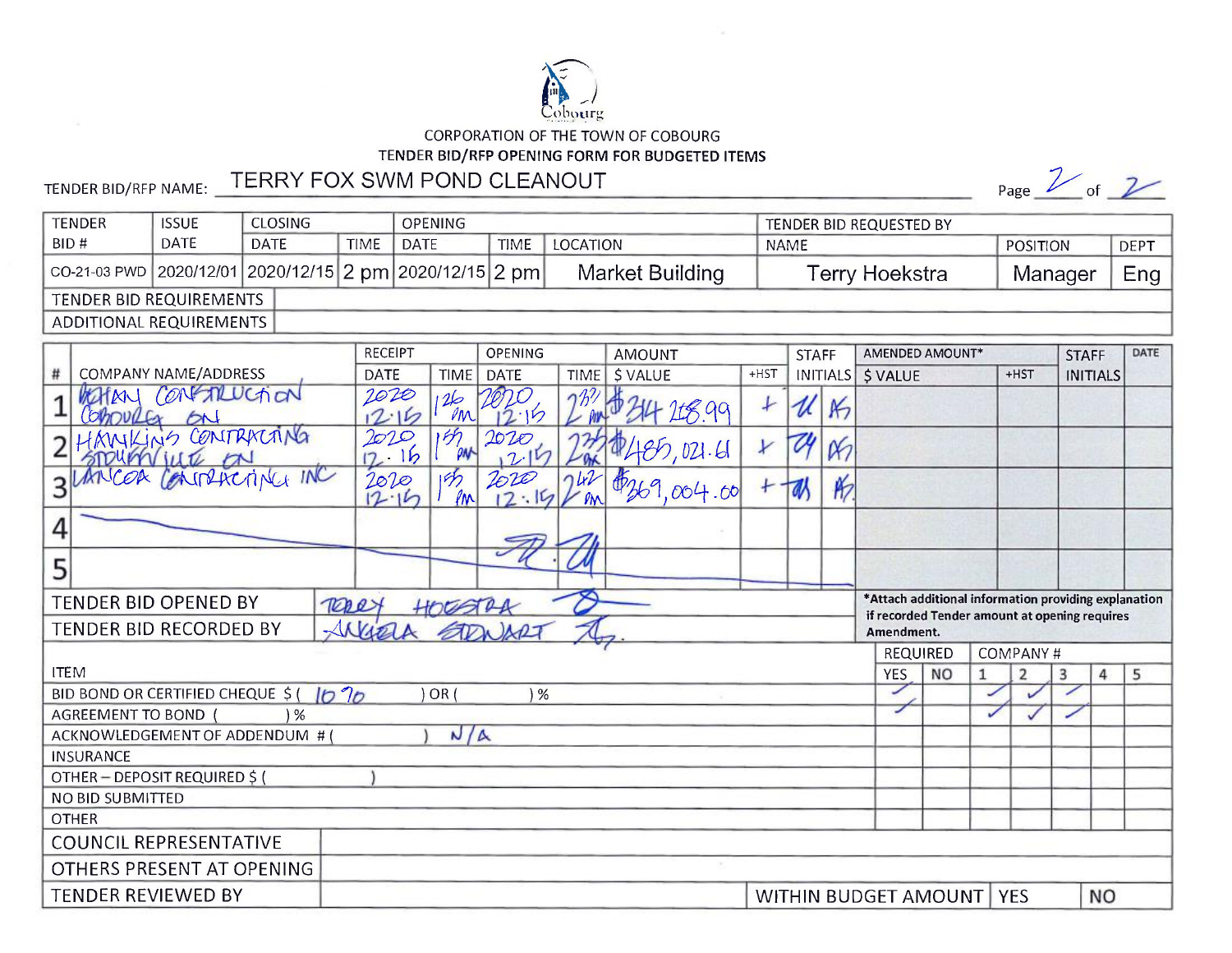CORPORATION OF THE TOWN OF COBOURG

TENDER BID/RFP OPENING FORM FOR BUDGETED ITEMS

TENDER BID/RFP NAME: TERRY FOX SWM POND CLEANOUT

Page 2 of 2

| TENDER BID # | ISSUE DATE | CLOSING DATE | CLOSING TIME | OPENING DATE | OPENING TIME | LOCATION | TENDER BID REQUESTED BY NAME | POSITION | DEPT |
|---|---|---|---|---|---|---|---|---|---|
| CO-21-03 PWD | 2020/12/01 | 2020/12/15 | 2 pm | 2020/12/15 | 2 pm | Market Building | Terry Hoekstra | Manager | Eng |

TENDER BID REQUIREMENTS

ADDITIONAL REQUIREMENTS

| # | COMPANY NAME/ADDRESS | RECEIPT DATE | RECEIPT TIME | OPENING DATE | OPENING TIME | AMOUNT $ VALUE | +HST | STAFF INITIALS | | AMENDED AMOUNT* $ VALUE | +HST | STAFF INITIALS | DATE |
|---|---|---|---|---|---|---|---|---|---|---|---|---|---|
| 1 | BEHAN CONSTRUCTION COBOURG ON | 2020 12·15 | 1:26 PM | 2020 12·15 | 2:37 PM | $314 208.99 | + | | | | | | |
| 2 | HAWKINS CONTRACTING STOUFFVILLE ON | 2020 12·15 | 1:57 PM | 2020 12·15 | 2:35 PM | $485,021.61 | + | | | | | | |
| 3 | LANCOR CONTRACTING INC | 2020 12·15 | 1:57 PM | 2020 12:15 | 2:42 PM | $369,004.00 | + | | | | | | |
| 4 | | | | | | | | | | | | | |
| 5 | | | | | | | | | | | | | |

TENDER BID OPENED BY: TERRY HOEKSTRA

TENDER BID RECORDED BY: ANGELA STEWART

*Attach additional information providing explanation if recorded Tender amount at opening requires Amendment.

| ITEM | REQUIRED YES | REQUIRED NO | COMPANY # 1 | 2 | 3 | 4 | 5 |
|---|---|---|---|---|---|---|---|
| BID BOND OR CERTIFIED CHEQUE $ ( 10 % ) OR ( ) % | ✓ | | ✓ | ✓ | ✓ | | |
| AGREEMENT TO BOND ( ) % | ✓ | | ✓ | ✓ | ✓ | | |
| ACKNOWLEDGEMENT OF ADDENDUM # ( ) N/A | | | | | | | |
| INSURANCE | | | | | | | |
| OTHER – DEPOSIT REQUIRED $ ( ) | | | | | | | |
| NO BID SUBMITTED | | | | | | | |
| OTHER | | | | | | | |

COUNCIL REPRESENTATIVE

OTHERS PRESENT AT OPENING

TENDER REVIEWED BY | WITHIN BUDGET AMOUNT | YES | NO